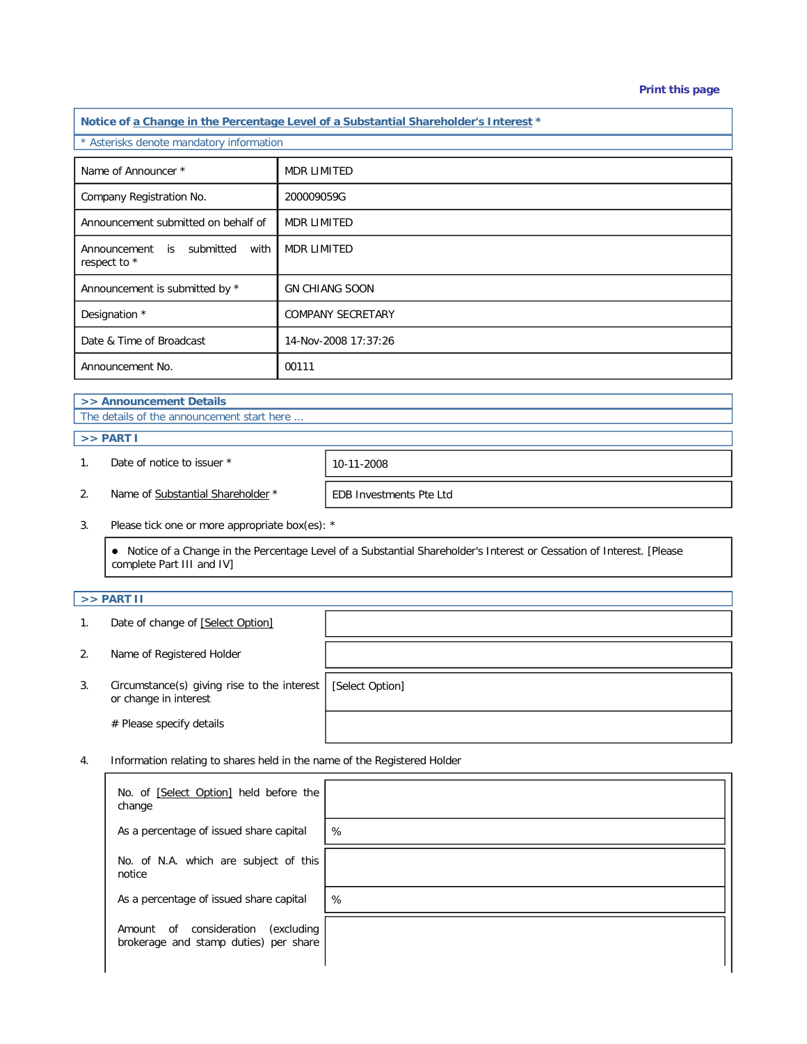Print this page

## Notice of a Change in the Percentage Level of a Substantial Shareholder's Interest *

* Asterisks denote mandatory information

| | |
|---|---|
| Name of Announcer * | MDR LIMITED |
| Company Registration No. | 200009059G |
| Announcement submitted on behalf of | MDR LIMITED |
| Announcement is submitted with respect to * | MDR LIMITED |
| Announcement is submitted by * | GN CHIANG SOON |
| Designation * | COMPANY SECRETARY |
| Date & Time of Broadcast | 14-Nov-2008 17:37:26 |
| Announcement No. | 00111 |

### >> Announcement Details

The details of the announcement start here ...

### >> PART I

| | | |
|---|---|---|
| 1. | Date of notice to issuer * | 10-11-2008 |
| 2. | Name of Substantial Shareholder * | EDB Investments Pte Ltd |

3. Please tick one or more appropriate box(es): *

- Notice of a Change in the Percentage Level of a Substantial Shareholder's Interest or Cessation of Interest. [Please complete Part III and IV]

### >> PART II

| | | |
|---|---|---|
| 1. | Date of change of [Select Option] | |
| 2. | Name of Registered Holder | |
| 3. | Circumstance(s) giving rise to the interest or change in interest | [Select Option] |
| | # Please specify details | |

4. Information relating to shares held in the name of the Registered Holder

| | |
|---|---|
| No. of [Select Option] held before the change | |
| As a percentage of issued share capital | % |
| No. of N.A. which are subject of this notice | |
| As a percentage of issued share capital | % |
| Amount of consideration (excluding brokerage and stamp duties) per share | |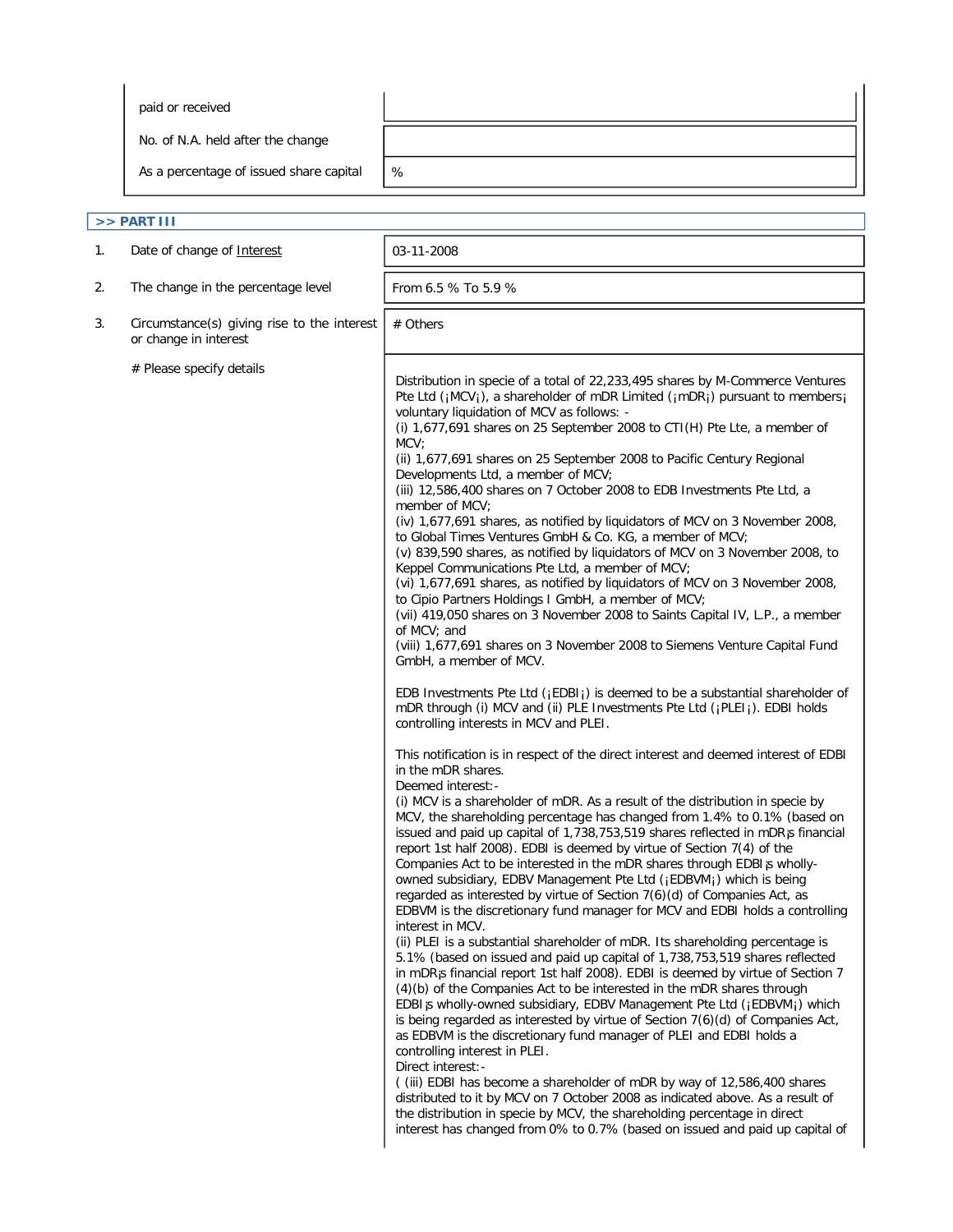| | |
|---|---|
| paid or received | |
| No. of N.A. held after the change | |
| As a percentage of issued share capital | % |

## >> PART III

| | | |
|---|---|---|
| 1. | Date of change of Interest | 03-11-2008 |
| 2. | The change in the percentage level | From 6.5 % To 5.9 % |
| 3. | Circumstance(s) giving rise to the interest or change in interest | # Others |
| | # Please specify details | Distribution in specie of a total of 22,233,495 shares by M-Commerce Ventures Pte Ltd (¡MCV¡), a shareholder of mDR Limited (¡mDR¡) pursuant to members¡ voluntary liquidation of MCV as follows: -<br>(i) 1,677,691 shares on 25 September 2008 to CTI(H) Pte Lte, a member of MCV;<br>(ii) 1,677,691 shares on 25 September 2008 to Pacific Century Regional Developments Ltd, a member of MCV;<br>(iii) 12,586,400 shares on 7 October 2008 to EDB Investments Pte Ltd, a member of MCV;<br>(iv) 1,677,691 shares, as notified by liquidators of MCV on 3 November 2008, to Global Times Ventures GmbH & Co. KG, a member of MCV;<br>(v) 839,590 shares, as notified by liquidators of MCV on 3 November 2008, to Keppel Communications Pte Ltd, a member of MCV;<br>(vi) 1,677,691 shares, as notified by liquidators of MCV on 3 November 2008, to Cipio Partners Holdings I GmbH, a member of MCV;<br>(vii) 419,050 shares on 3 November 2008 to Saints Capital IV, L.P., a member of MCV; and<br>(viii) 1,677,691 shares on 3 November 2008 to Siemens Venture Capital Fund GmbH, a member of MCV.<br><br>EDB Investments Pte Ltd (¡EDBI¡) is deemed to be a substantial shareholder of mDR through (i) MCV and (ii) PLE Investments Pte Ltd (¡PLEI¡). EDBI holds controlling interests in MCV and PLEI.<br><br>This notification is in respect of the direct interest and deemed interest of EDBI in the mDR shares.<br>Deemed interest:-<br>(i) MCV is a shareholder of mDR. As a result of the distribution in specie by MCV, the shareholding percentage has changed from 1.4% to 0.1% (based on issued and paid up capital of 1,738,753,519 shares reflected in mDR¡s financial report 1st half 2008). EDBI is deemed by virtue of Section 7(4) of the Companies Act to be interested in the mDR shares through EDBI¡s wholly-owned subsidiary, EDBV Management Pte Ltd (¡EDBVM¡) which is being regarded as interested by virtue of Section 7(6)(d) of Companies Act, as EDBVM is the discretionary fund manager for MCV and EDBI holds a controlling interest in MCV.<br>(ii) PLEI is a substantial shareholder of mDR. Its shareholding percentage is 5.1% (based on issued and paid up capital of 1,738,753,519 shares reflected in mDR¡s financial report 1st half 2008). EDBI is deemed by virtue of Section 7 (4)(b) of the Companies Act to be interested in the mDR shares through EDBI¡s wholly-owned subsidiary, EDBV Management Pte Ltd (¡EDBVM¡) which is being regarded as interested by virtue of Section 7(6)(d) of Companies Act, as EDBVM is the discretionary fund manager of PLEI and EDBI holds a controlling interest in PLEI.<br>Direct interest:-<br>( (iii) EDBI has become a shareholder of mDR by way of 12,586,400 shares distributed to it by MCV on 7 October 2008 as indicated above. As a result of the distribution in specie by MCV, the shareholding percentage in direct interest has changed from 0% to 0.7% (based on issued and paid up capital of |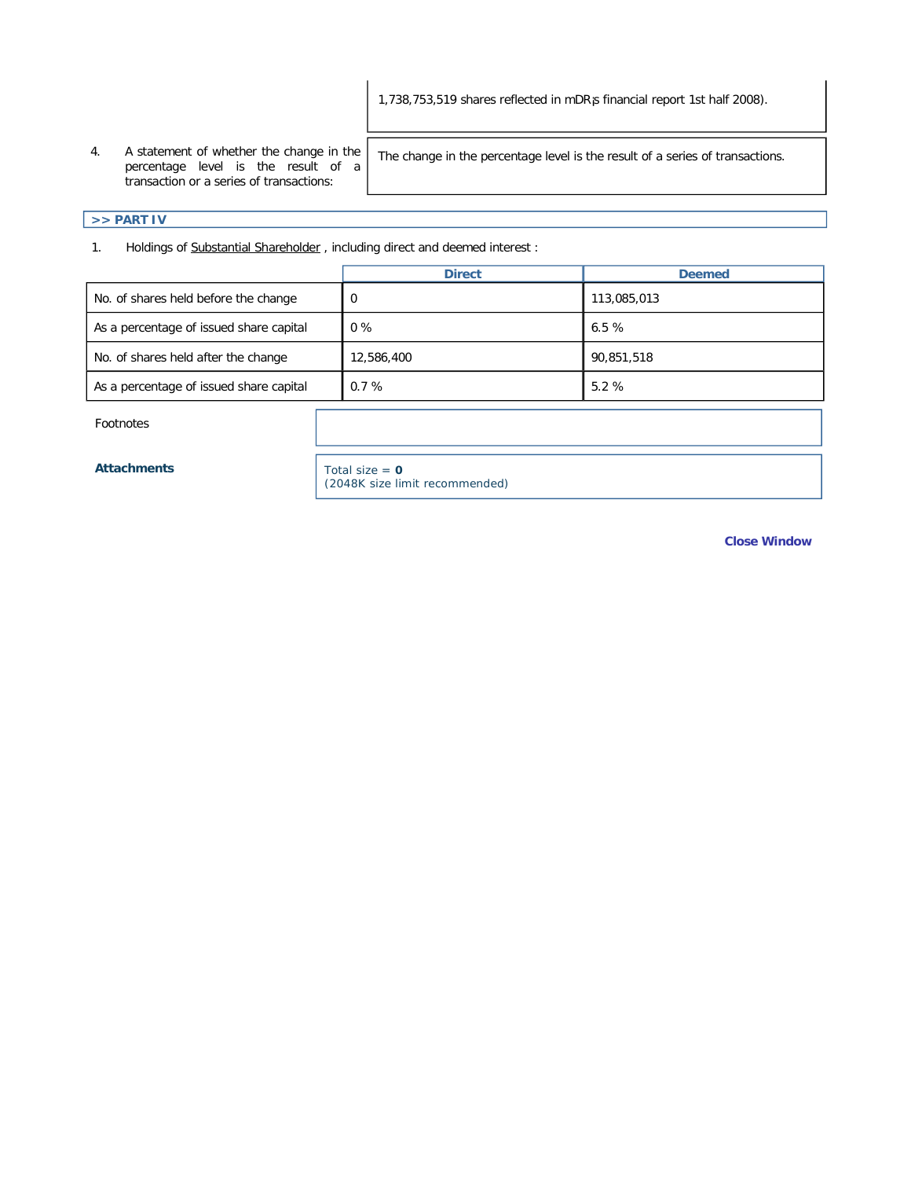| | |
|---|---|
| | 1,738,753,519 shares reflected in mDR¡s financial report 1st half 2008). |
| 4. A statement of whether the change in the percentage level is the result of a transaction or a series of transactions: | The change in the percentage level is the result of a series of transactions. |

## >> PART IV

1. Holdings of Substantial Shareholder , including direct and deemed interest :

| | Direct | Deemed |
|---|---|---|
| No. of shares held before the change | 0 | 113,085,013 |
| As a percentage of issued share capital | 0 % | 6.5 % |
| No. of shares held after the change | 12,586,400 | 90,851,518 |
| As a percentage of issued share capital | 0.7 % | 5.2 % |

Footnotes

**Attachments**

Total size = **0**
(2048K size limit recommended)

**Close Window**